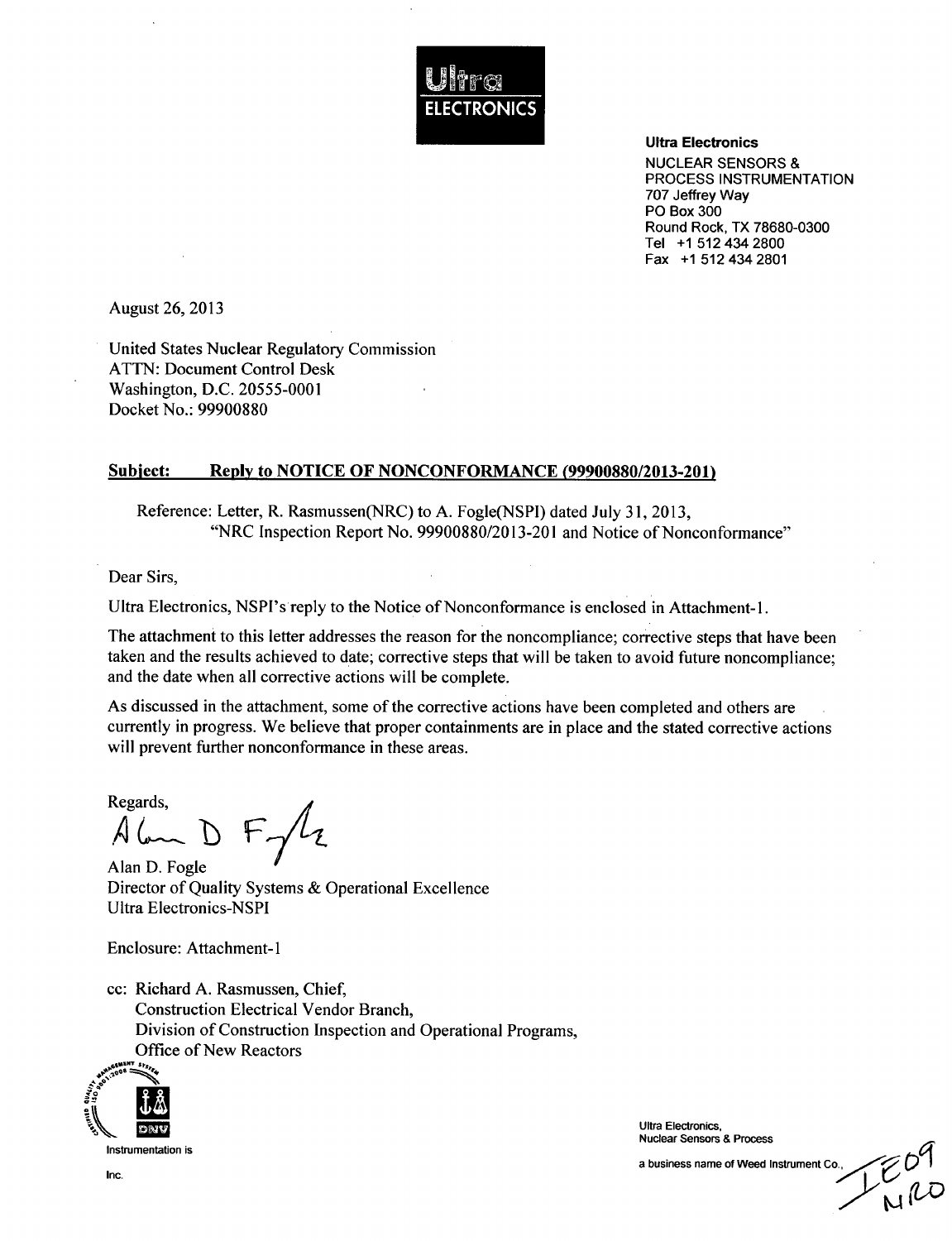Ultra ELECTRONICS

**Ultra Electronics**
NUCLEAR SENSORS &
PROCESS INSTRUMENTATION
707 Jeffrey Way
PO Box 300
Round Rock, TX 78680-0300
Tel +1 512 434 2800
Fax +1 512 434 2801

August 26, 2013

United States Nuclear Regulatory Commission
ATTN: Document Control Desk
Washington, D.C. 20555-0001
Docket No.: 99900880

**Subject: Reply to NOTICE OF NONCONFORMANCE (99900880/2013-201)**

Reference: Letter, R. Rasmussen(NRC) to A. Fogle(NSPI) dated July 31, 2013, "NRC Inspection Report No. 99900880/2013-201 and Notice of Nonconformance"

Dear Sirs,

Ultra Electronics, NSPI's reply to the Notice of Nonconformance is enclosed in Attachment-1.

The attachment to this letter addresses the reason for the noncompliance; corrective steps that have been taken and the results achieved to date; corrective steps that will be taken to avoid future noncompliance; and the date when all corrective actions will be complete.

As discussed in the attachment, some of the corrective actions have been completed and others are currently in progress. We believe that proper containments are in place and the stated corrective actions will prevent further nonconformance in these areas.

Regards,

Alan D Fogle

Alan D. Fogle
Director of Quality Systems & Operational Excellence
Ultra Electronics-NSPI

Enclosure: Attachment-1

cc: Richard A. Rasmussen, Chief,
Construction Electrical Vendor Branch,
Division of Construction Inspection and Operational Programs,
Office of New Reactors

Instrumentation is

Inc.

Ultra Electronics,
Nuclear Sensors & Process
a business name of Weed Instrument Co.,

IE09
NRO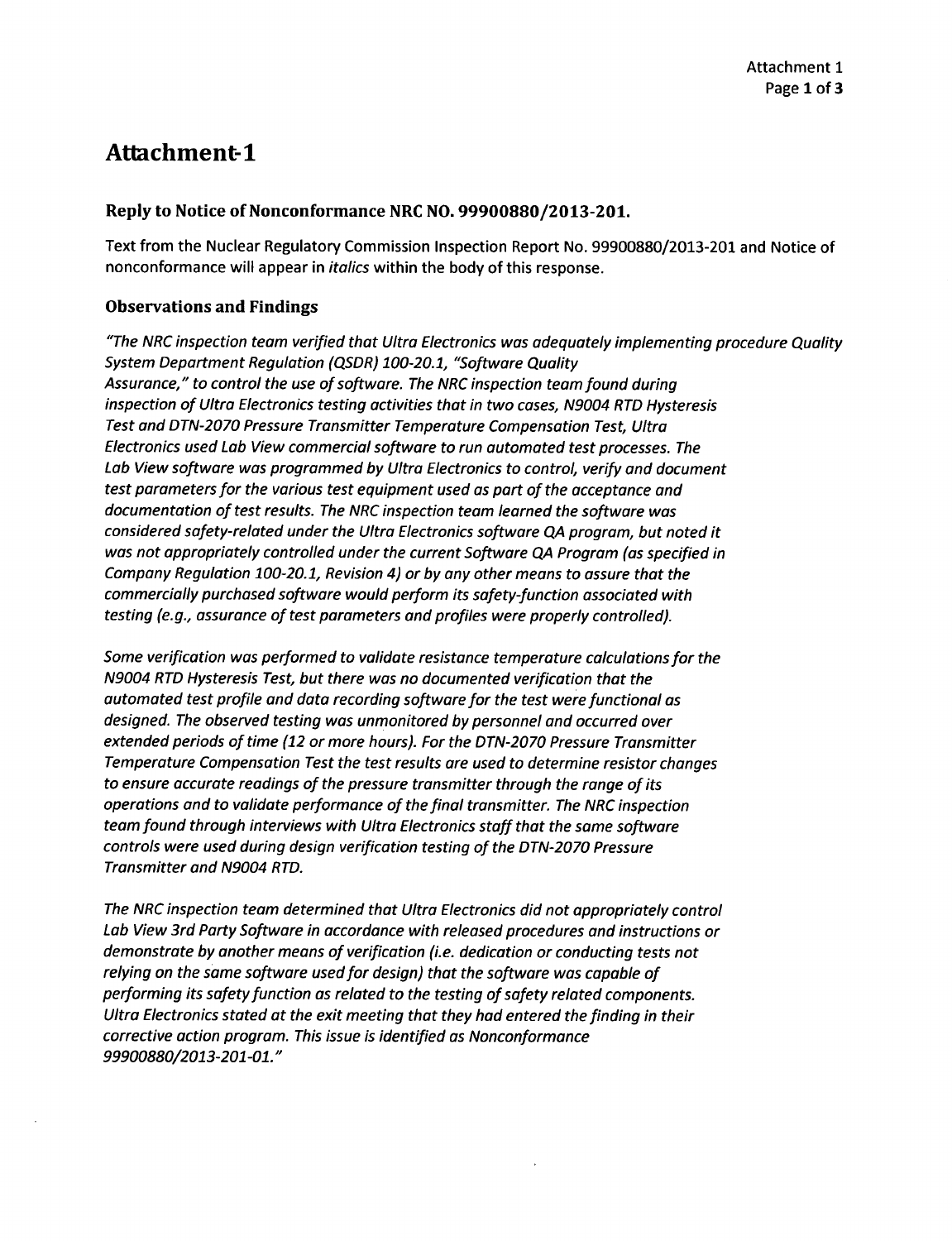# Attachment-1

### Reply to Notice of Nonconformance NRC NO. 99900880/2013-201.

Text from the Nuclear Regulatory Commission Inspection Report No. 99900880/2013-201 and Notice of nonconformance will appear in *italics* within the body of this response.

### Observations and Findings

*"The NRC inspection team verified that Ultra Electronics was adequately implementing procedure Quality System Department Regulation (QSDR) 100-20.1, "Software Quality Assurance," to control the use of software. The NRC inspection team found during inspection of Ultra Electronics testing activities that in two cases, N9004 RTD Hysteresis Test and DTN-2070 Pressure Transmitter Temperature Compensation Test, Ultra Electronics used Lab View commercial software to run automated test processes. The Lab View software was programmed by Ultra Electronics to control, verify and document test parameters for the various test equipment used as part of the acceptance and documentation of test results. The NRC inspection team learned the software was considered safety-related under the Ultra Electronics software QA program, but noted it was not appropriately controlled under the current Software QA Program (as specified in Company Regulation 100-20.1, Revision 4) or by any other means to assure that the commercially purchased software would perform its safety-function associated with testing (e.g., assurance of test parameters and profiles were properly controlled).*

*Some verification was performed to validate resistance temperature calculations for the N9004 RTD Hysteresis Test, but there was no documented verification that the automated test profile and data recording software for the test were functional as designed. The observed testing was unmonitored by personnel and occurred over extended periods of time (12 or more hours). For the DTN-2070 Pressure Transmitter Temperature Compensation Test the test results are used to determine resistor changes to ensure accurate readings of the pressure transmitter through the range of its operations and to validate performance of the final transmitter. The NRC inspection team found through interviews with Ultra Electronics staff that the same software controls were used during design verification testing of the DTN-2070 Pressure Transmitter and N9004 RTD.*

*The NRC inspection team determined that Ultra Electronics did not appropriately control Lab View 3rd Party Software in accordance with released procedures and instructions or demonstrate by another means of verification (i.e. dedication or conducting tests not relying on the same software used for design) that the software was capable of performing its safety function as related to the testing of safety related components. Ultra Electronics stated at the exit meeting that they had entered the finding in their corrective action program. This issue is identified as Nonconformance 99900880/2013-201-01."*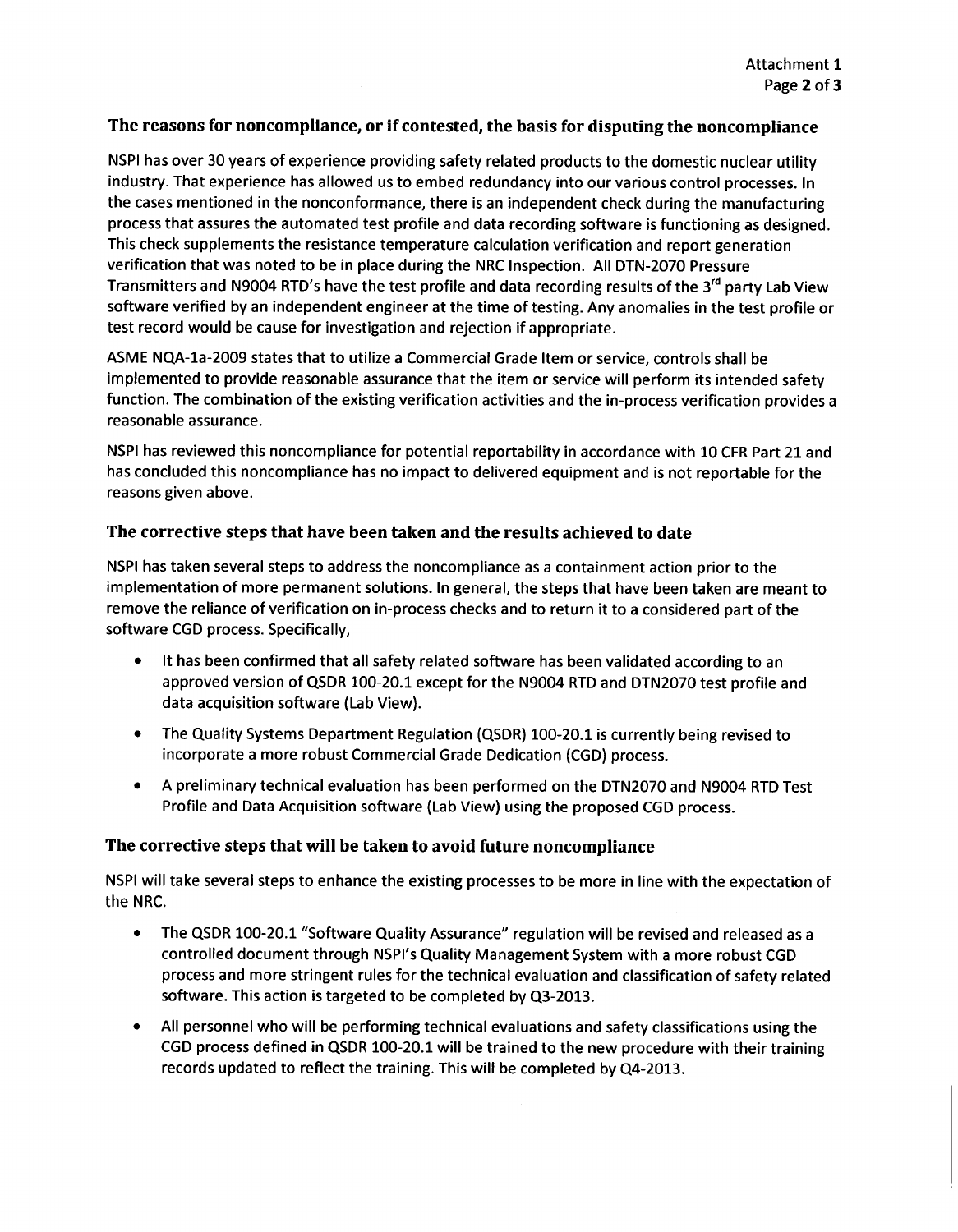## The reasons for noncompliance, or if contested, the basis for disputing the noncompliance

NSPI has over 30 years of experience providing safety related products to the domestic nuclear utility industry. That experience has allowed us to embed redundancy into our various control processes. In the cases mentioned in the nonconformance, there is an independent check during the manufacturing process that assures the automated test profile and data recording software is functioning as designed. This check supplements the resistance temperature calculation verification and report generation verification that was noted to be in place during the NRC Inspection. All DTN-2070 Pressure Transmitters and N9004 RTD's have the test profile and data recording results of the 3rd party Lab View software verified by an independent engineer at the time of testing. Any anomalies in the test profile or test record would be cause for investigation and rejection if appropriate.

ASME NQA-1a-2009 states that to utilize a Commercial Grade Item or service, controls shall be implemented to provide reasonable assurance that the item or service will perform its intended safety function. The combination of the existing verification activities and the in-process verification provides a reasonable assurance.

NSPI has reviewed this noncompliance for potential reportability in accordance with 10 CFR Part 21 and has concluded this noncompliance has no impact to delivered equipment and is not reportable for the reasons given above.

## The corrective steps that have been taken and the results achieved to date

NSPI has taken several steps to address the noncompliance as a containment action prior to the implementation of more permanent solutions. In general, the steps that have been taken are meant to remove the reliance of verification on in-process checks and to return it to a considered part of the software CGD process. Specifically,

- It has been confirmed that all safety related software has been validated according to an approved version of QSDR 100-20.1 except for the N9004 RTD and DTN2070 test profile and data acquisition software (Lab View).
- The Quality Systems Department Regulation (QSDR) 100-20.1 is currently being revised to incorporate a more robust Commercial Grade Dedication (CGD) process.
- A preliminary technical evaluation has been performed on the DTN2070 and N9004 RTD Test Profile and Data Acquisition software (Lab View) using the proposed CGD process.

## The corrective steps that will be taken to avoid future noncompliance

NSPI will take several steps to enhance the existing processes to be more in line with the expectation of the NRC.

- The QSDR 100-20.1 "Software Quality Assurance" regulation will be revised and released as a controlled document through NSPI's Quality Management System with a more robust CGD process and more stringent rules for the technical evaluation and classification of safety related software. This action is targeted to be completed by Q3-2013.
- All personnel who will be performing technical evaluations and safety classifications using the CGD process defined in QSDR 100-20.1 will be trained to the new procedure with their training records updated to reflect the training. This will be completed by Q4-2013.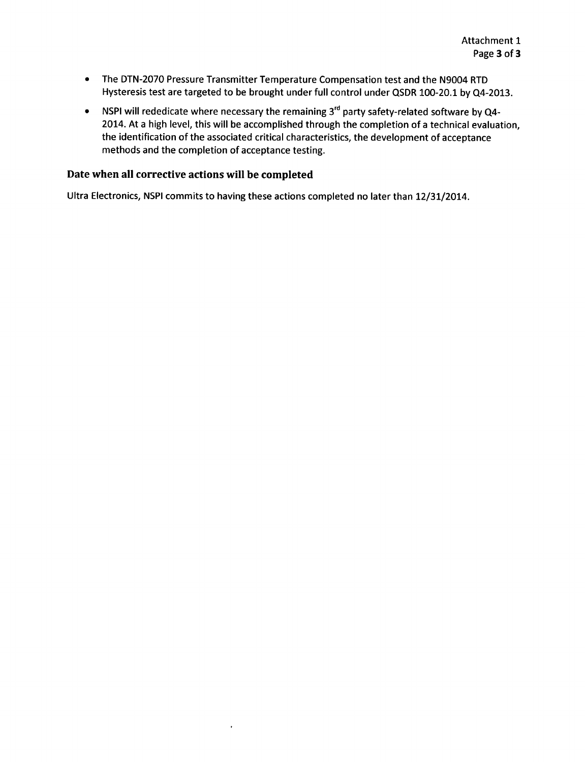- The DTN-2070 Pressure Transmitter Temperature Compensation test and the N9004 RTD Hysteresis test are targeted to be brought under full control under QSDR 100-20.1 by Q4-2013.
- NSPI will rededicate where necessary the remaining 3rd party safety-related software by Q4-2014. At a high level, this will be accomplished through the completion of a technical evaluation, the identification of the associated critical characteristics, the development of acceptance methods and the completion of acceptance testing.

### Date when all corrective actions will be completed

Ultra Electronics, NSPI commits to having these actions completed no later than 12/31/2014.